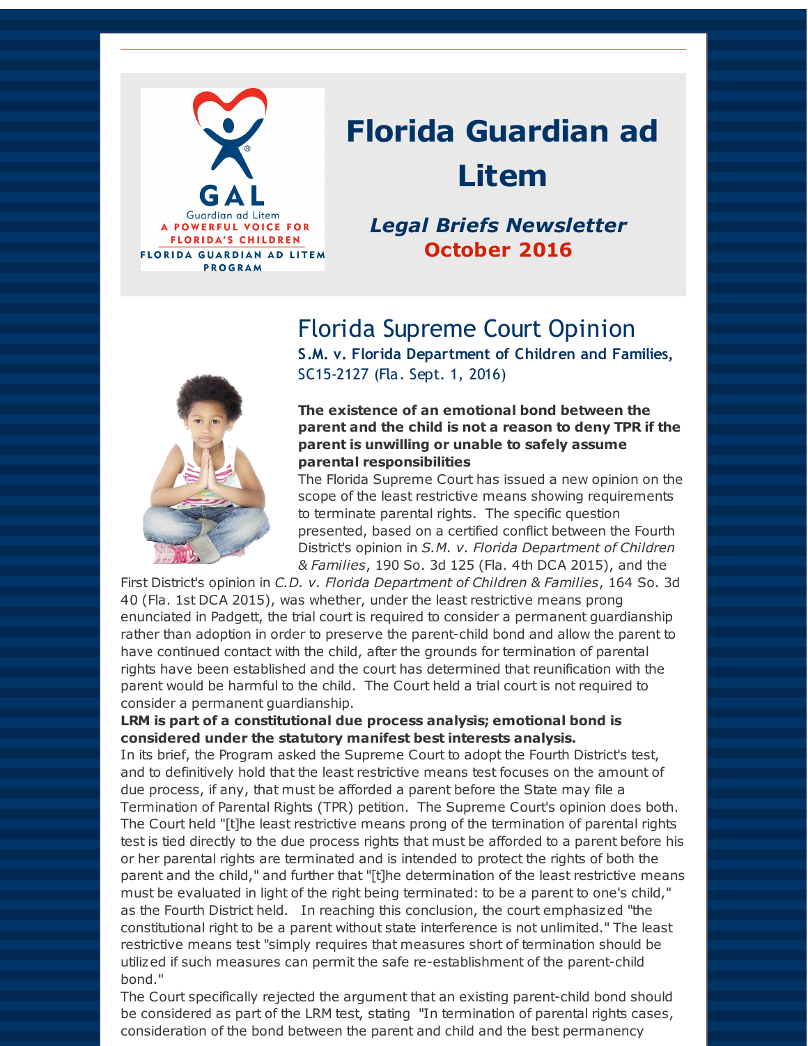# Florida Guardian ad Litem

## *Legal Briefs Newsletter* October 2016

## Florida Supreme Court Opinion

**S.M. v. Florida Department of Children and Families,** SC15-2127 (Fla. Sept. 1, 2016)

**The existence of an emotional bond between the parent and the child is not a reason to deny TPR if the parent is unwilling or unable to safely assume parental responsibilities**

The Florida Supreme Court has issued a new opinion on the scope of the least restrictive means showing requirements to terminate parental rights. The specific question presented, based on a certified conflict between the Fourth District's opinion in *S.M. v. Florida Department of Children & Families*, 190 So. 3d 125 (Fla. 4th DCA 2015), and the First District's opinion in *C.D. v. Florida Department of Children & Families*, 164 So. 3d 40 (Fla. 1st DCA 2015), was whether, under the least restrictive means prong enunciated in Padgett, the trial court is required to consider a permanent guardianship rather than adoption in order to preserve the parent-child bond and allow the parent to have continued contact with the child, after the grounds for termination of parental rights have been established and the court has determined that reunification with the parent would be harmful to the child. The Court held a trial court is not required to consider a permanent guardianship.

**LRM is part of a constitutional due process analysis; emotional bond is considered under the statutory manifest best interests analysis.**

In its brief, the Program asked the Supreme Court to adopt the Fourth District's test, and to definitively hold that the least restrictive means test focuses on the amount of due process, if any, that must be afforded a parent before the State may file a Termination of Parental Rights (TPR) petition. The Supreme Court's opinion does both. The Court held "[t]he least restrictive means prong of the termination of parental rights test is tied directly to the due process rights that must be afforded to a parent before his or her parental rights are terminated and is intended to protect the rights of both the parent and the child," and further that "[t]he determination of the least restrictive means must be evaluated in light of the right being terminated: to be a parent to one's child," as the Fourth District held. In reaching this conclusion, the court emphasized "the constitutional right to be a parent without state interference is not unlimited." The least restrictive means test "simply requires that measures short of termination should be utilized if such measures can permit the safe re-establishment of the parent-child bond."

The Court specifically rejected the argument that an existing parent-child bond should be considered as part of the LRM test, stating "In termination of parental rights cases, consideration of the bond between the parent and child and the best permanency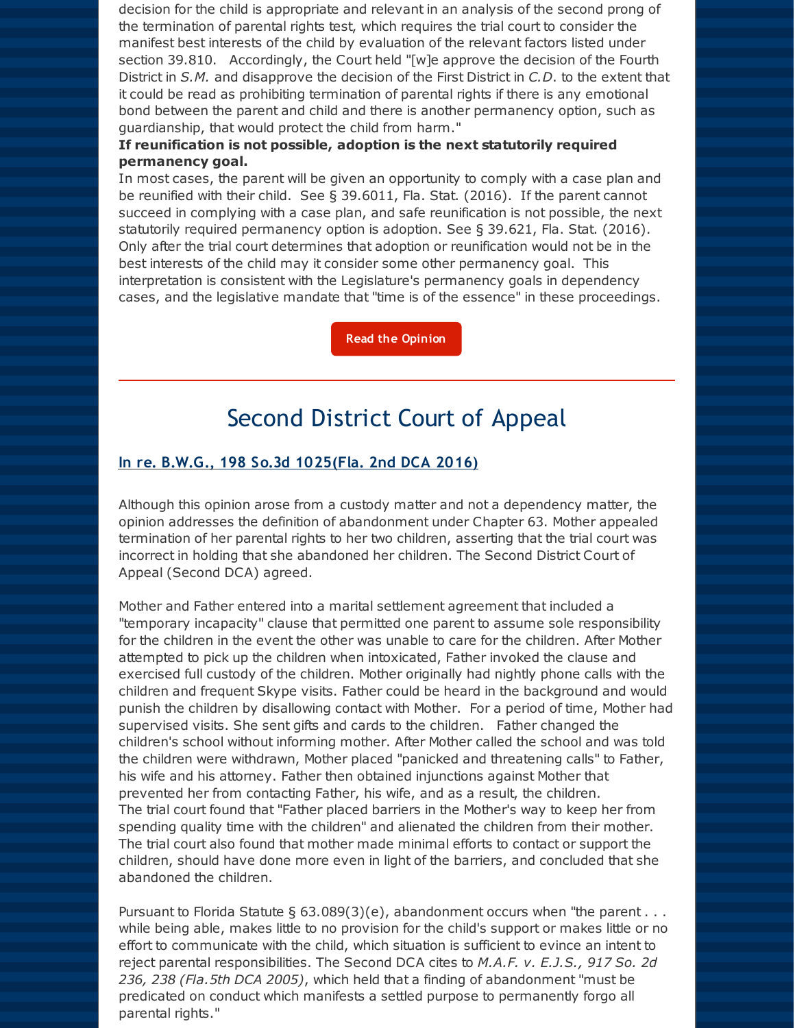decision for the child is appropriate and relevant in an analysis of the second prong of the termination of parental rights test, which requires the trial court to consider the manifest best interests of the child by evaluation of the relevant factors listed under section 39.810. Accordingly, the Court held "[w]e approve the decision of the Fourth District in *S.M.* and disapprove the decision of the First District in *C.D.* to the extent that it could be read as prohibiting termination of parental rights if there is any emotional bond between the parent and child and there is another permanency option, such as guardianship, that would protect the child from harm."

**If reunification is not possible, adoption is the next statutorily required permanency goal.**

In most cases, the parent will be given an opportunity to comply with a case plan and be reunified with their child. See § 39.6011, Fla. Stat. (2016). If the parent cannot succeed in complying with a case plan, and safe reunification is not possible, the next statutorily required permanency option is adoption. See § 39.621, Fla. Stat. (2016). Only after the trial court determines that adoption or reunification would not be in the best interests of the child may it consider some other permanency goal. This interpretation is consistent with the Legislature's permanency goals in dependency cases, and the legislative mandate that "time is of the essence" in these proceedings.

Read the Opinion

---

## Second District Court of Appeal

### In re. B.W.G., 198 So.3d 1025(Fla. 2nd DCA 2016)

Although this opinion arose from a custody matter and not a dependency matter, the opinion addresses the definition of abandonment under Chapter 63. Mother appealed termination of her parental rights to her two children, asserting that the trial court was incorrect in holding that she abandoned her children. The Second District Court of Appeal (Second DCA) agreed.

Mother and Father entered into a marital settlement agreement that included a "temporary incapacity" clause that permitted one parent to assume sole responsibility for the children in the event the other was unable to care for the children. After Mother attempted to pick up the children when intoxicated, Father invoked the clause and exercised full custody of the children. Mother originally had nightly phone calls with the children and frequent Skype visits. Father could be heard in the background and would punish the children by disallowing contact with Mother. For a period of time, Mother had supervised visits. She sent gifts and cards to the children. Father changed the children's school without informing mother. After Mother called the school and was told the children were withdrawn, Mother placed "panicked and threatening calls" to Father, his wife and his attorney. Father then obtained injunctions against Mother that prevented her from contacting Father, his wife, and as a result, the children. The trial court found that "Father placed barriers in the Mother's way to keep her from spending quality time with the children" and alienated the children from their mother. The trial court also found that mother made minimal efforts to contact or support the children, should have done more even in light of the barriers, and concluded that she abandoned the children.

Pursuant to Florida Statute § 63.089(3)(e), abandonment occurs when "the parent . . . while being able, makes little to no provision for the child's support or makes little or no effort to communicate with the child, which situation is sufficient to evince an intent to reject parental responsibilities. The Second DCA cites to *M.A.F. v. E.J.S., 917 So. 2d 236, 238 (Fla.5th DCA 2005)*, which held that a finding of abandonment "must be predicated on conduct which manifests a settled purpose to permanently forgo all parental rights."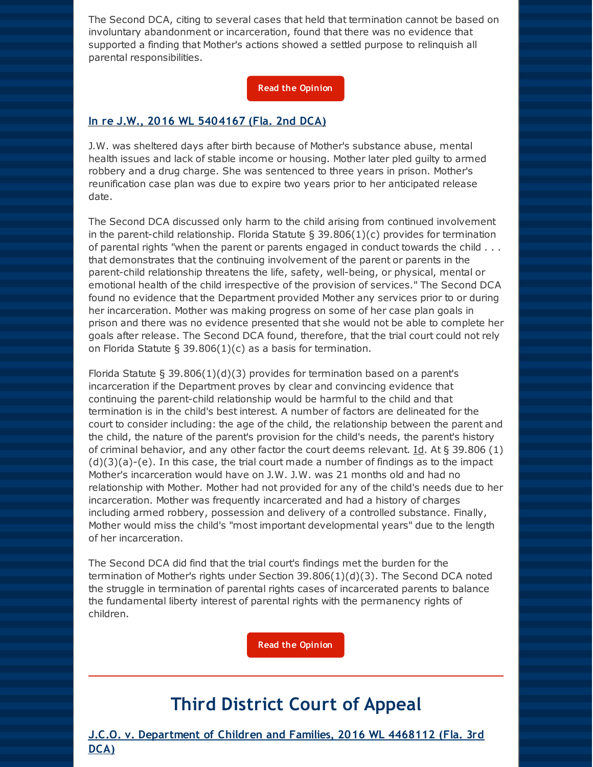The Second DCA, citing to several cases that held that termination cannot be based on involuntary abandonment or incarceration, found that there was no evidence that supported a finding that Mother's actions showed a settled purpose to relinquish all parental responsibilities.

Read the Opinion

### In re J.W., 2016 WL 5404167 (Fla. 2nd DCA)

J.W. was sheltered days after birth because of Mother's substance abuse, mental health issues and lack of stable income or housing. Mother later pled guilty to armed robbery and a drug charge. She was sentenced to three years in prison. Mother's reunification case plan was due to expire two years prior to her anticipated release date.

The Second DCA discussed only harm to the child arising from continued involvement in the parent-child relationship. Florida Statute § 39.806(1)(c) provides for termination of parental rights "when the parent or parents engaged in conduct towards the child . . . that demonstrates that the continuing involvement of the parent or parents in the parent-child relationship threatens the life, safety, well-being, or physical, mental or emotional health of the child irrespective of the provision of services." The Second DCA found no evidence that the Department provided Mother any services prior to or during her incarceration. Mother was making progress on some of her case plan goals in prison and there was no evidence presented that she would not be able to complete her goals after release. The Second DCA found, therefore, that the trial court could not rely on Florida Statute § 39.806(1)(c) as a basis for termination.

Florida Statute § 39.806(1)(d)(3) provides for termination based on a parent's incarceration if the Department proves by clear and convincing evidence that continuing the parent-child relationship would be harmful to the child and that termination is in the child's best interest. A number of factors are delineated for the court to consider including: the age of the child, the relationship between the parent and the child, the nature of the parent's provision for the child's needs, the parent's history of criminal behavior, and any other factor the court deems relevant. Id. At § 39.806 (1)(d)(3)(a)-(e). In this case, the trial court made a number of findings as to the impact Mother's incarceration would have on J.W. J.W. was 21 months old and had no relationship with Mother. Mother had not provided for any of the child's needs due to her incarceration. Mother was frequently incarcerated and had a history of charges including armed robbery, possession and delivery of a controlled substance. Finally, Mother would miss the child's "most important developmental years" due to the length of her incarceration.

The Second DCA did find that the trial court's findings met the burden for the termination of Mother's rights under Section 39.806(1)(d)(3). The Second DCA noted the struggle in termination of parental rights cases of incarcerated parents to balance the fundamental liberty interest of parental rights with the permanency rights of children.

Read the Opinion

## Third District Court of Appeal

### J.C.O. v. Department of Children and Families, 2016 WL 4468112 (Fla. 3rd DCA)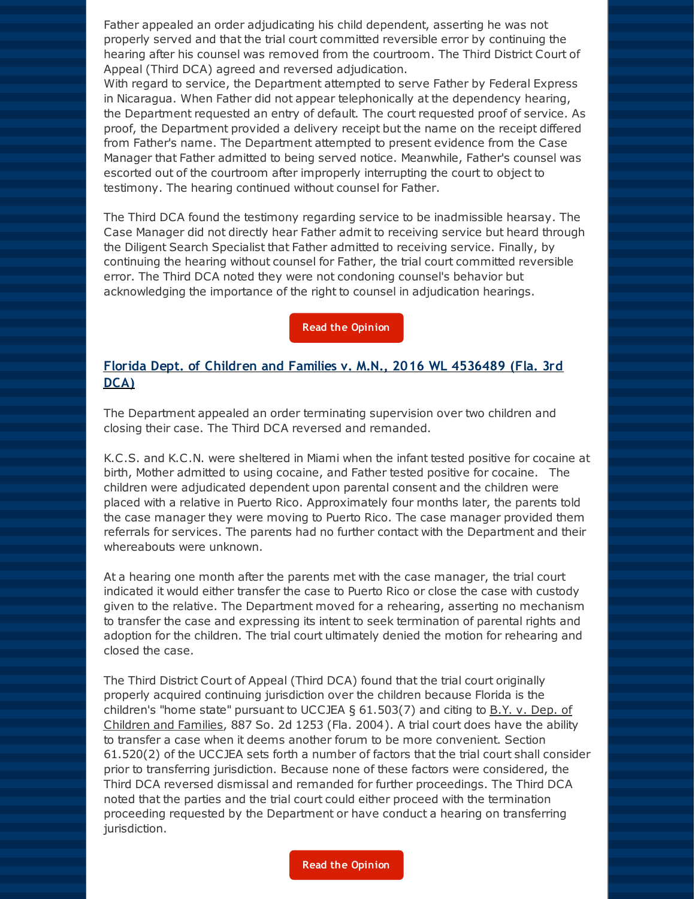Father appealed an order adjudicating his child dependent, asserting he was not properly served and that the trial court committed reversible error by continuing the hearing after his counsel was removed from the courtroom. The Third District Court of Appeal (Third DCA) agreed and reversed adjudication.

With regard to service, the Department attempted to serve Father by Federal Express in Nicaragua. When Father did not appear telephonically at the dependency hearing, the Department requested an entry of default. The court requested proof of service. As proof, the Department provided a delivery receipt but the name on the receipt differed from Father's name. The Department attempted to present evidence from the Case Manager that Father admitted to being served notice. Meanwhile, Father's counsel was escorted out of the courtroom after improperly interrupting the court to object to testimony. The hearing continued without counsel for Father.

The Third DCA found the testimony regarding service to be inadmissible hearsay. The Case Manager did not directly hear Father admit to receiving service but heard through the Diligent Search Specialist that Father admitted to receiving service. Finally, by continuing the hearing without counsel for Father, the trial court committed reversible error. The Third DCA noted they were not condoning counsel's behavior but acknowledging the importance of the right to counsel in adjudication hearings.

Read the Opinion

### Florida Dept. of Children and Families v. M.N., 2016 WL 4536489 (Fla. 3rd DCA)

The Department appealed an order terminating supervision over two children and closing their case. The Third DCA reversed and remanded.

K.C.S. and K.C.N. were sheltered in Miami when the infant tested positive for cocaine at birth, Mother admitted to using cocaine, and Father tested positive for cocaine. The children were adjudicated dependent upon parental consent and the children were placed with a relative in Puerto Rico. Approximately four months later, the parents told the case manager they were moving to Puerto Rico. The case manager provided them referrals for services. The parents had no further contact with the Department and their whereabouts were unknown.

At a hearing one month after the parents met with the case manager, the trial court indicated it would either transfer the case to Puerto Rico or close the case with custody given to the relative. The Department moved for a rehearing, asserting no mechanism to transfer the case and expressing its intent to seek termination of parental rights and adoption for the children. The trial court ultimately denied the motion for rehearing and closed the case.

The Third District Court of Appeal (Third DCA) found that the trial court originally properly acquired continuing jurisdiction over the children because Florida is the children's "home state" pursuant to UCCJEA § 61.503(7) and citing to B.Y. v. Dep. of Children and Families, 887 So. 2d 1253 (Fla. 2004). A trial court does have the ability to transfer a case when it deems another forum to be more convenient. Section 61.520(2) of the UCCJEA sets forth a number of factors that the trial court shall consider prior to transferring jurisdiction. Because none of these factors were considered, the Third DCA reversed dismissal and remanded for further proceedings. The Third DCA noted that the parties and the trial court could either proceed with the termination proceeding requested by the Department or have conduct a hearing on transferring jurisdiction.

Read the Opinion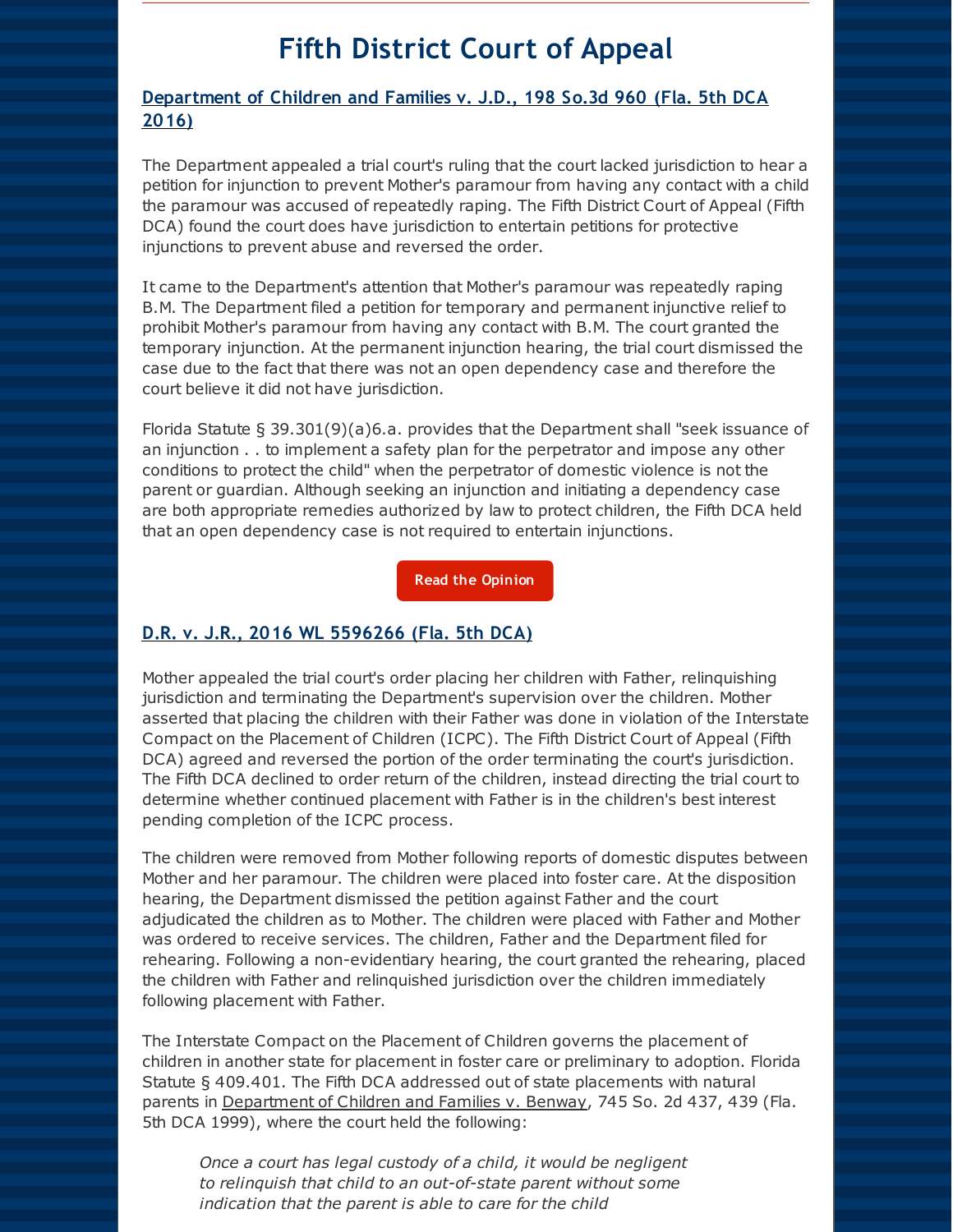# Fifth District Court of Appeal

## Department of Children and Families v. J.D., 198 So.3d 960 (Fla. 5th DCA 2016)

The Department appealed a trial court's ruling that the court lacked jurisdiction to hear a petition for injunction to prevent Mother's paramour from having any contact with a child the paramour was accused of repeatedly raping. The Fifth District Court of Appeal (Fifth DCA) found the court does have jurisdiction to entertain petitions for protective injunctions to prevent abuse and reversed the order.

It came to the Department's attention that Mother's paramour was repeatedly raping B.M. The Department filed a petition for temporary and permanent injunctive relief to prohibit Mother's paramour from having any contact with B.M. The court granted the temporary injunction. At the permanent injunction hearing, the trial court dismissed the case due to the fact that there was not an open dependency case and therefore the court believe it did not have jurisdiction.

Florida Statute § 39.301(9)(a)6.a. provides that the Department shall "seek issuance of an injunction . . to implement a safety plan for the perpetrator and impose any other conditions to protect the child" when the perpetrator of domestic violence is not the parent or guardian. Although seeking an injunction and initiating a dependency case are both appropriate remedies authorized by law to protect children, the Fifth DCA held that an open dependency case is not required to entertain injunctions.

Read the Opinion

## D.R. v. J.R., 2016 WL 5596266 (Fla. 5th DCA)

Mother appealed the trial court's order placing her children with Father, relinquishing jurisdiction and terminating the Department's supervision over the children. Mother asserted that placing the children with their Father was done in violation of the Interstate Compact on the Placement of Children (ICPC). The Fifth District Court of Appeal (Fifth DCA) agreed and reversed the portion of the order terminating the court's jurisdiction. The Fifth DCA declined to order return of the children, instead directing the trial court to determine whether continued placement with Father is in the children's best interest pending completion of the ICPC process.

The children were removed from Mother following reports of domestic disputes between Mother and her paramour. The children were placed into foster care. At the disposition hearing, the Department dismissed the petition against Father and the court adjudicated the children as to Mother. The children were placed with Father and Mother was ordered to receive services. The children, Father and the Department filed for rehearing. Following a non-evidentiary hearing, the court granted the rehearing, placed the children with Father and relinquished jurisdiction over the children immediately following placement with Father.

The Interstate Compact on the Placement of Children governs the placement of children in another state for placement in foster care or preliminary to adoption. Florida Statute § 409.401. The Fifth DCA addressed out of state placements with natural parents in Department of Children and Families v. Benway, 745 So. 2d 437, 439 (Fla. 5th DCA 1999), where the court held the following:

> *Once a court has legal custody of a child, it would be negligent to relinquish that child to an out-of-state parent without some indication that the parent is able to care for the child*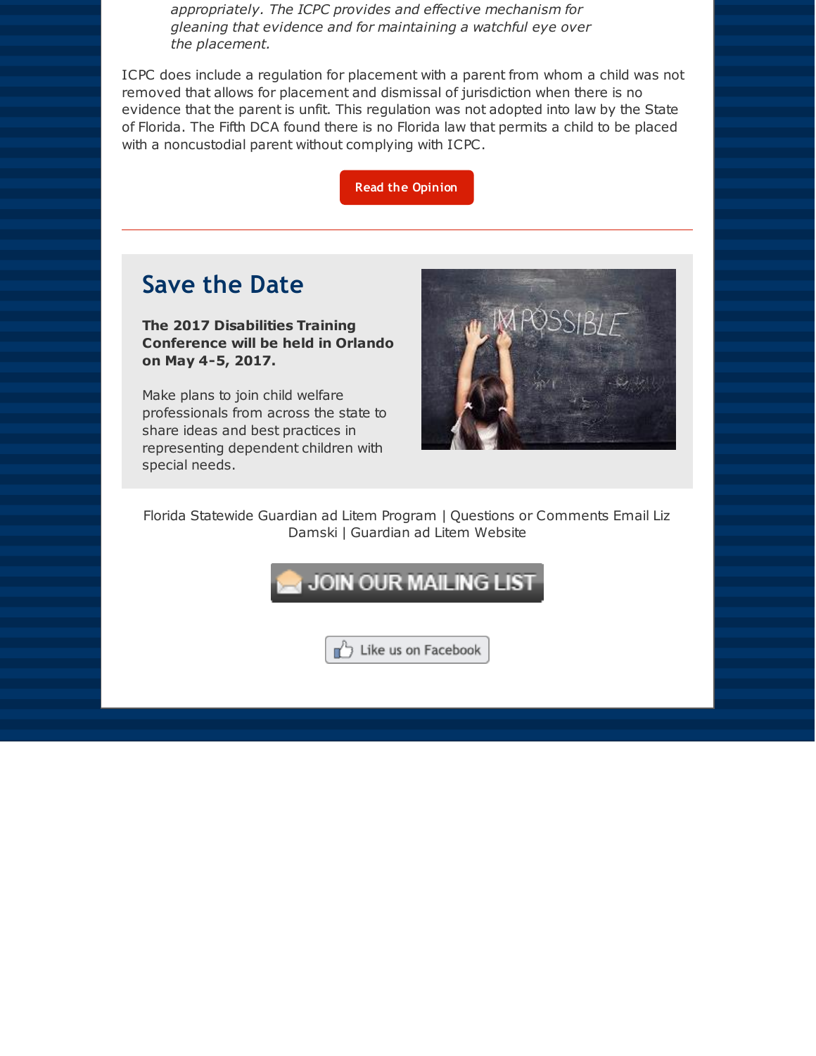*appropriately. The ICPC provides and effective mechanism for gleaning that evidence and for maintaining a watchful eye over the placement.*

ICPC does include a regulation for placement with a parent from whom a child was not removed that allows for placement and dismissal of jurisdiction when there is no evidence that the parent is unfit. This regulation was not adopted into law by the State of Florida. The Fifth DCA found there is no Florida law that permits a child to be placed with a noncustodial parent without complying with ICPC.

Read the Opinion

---

## Save the Date

**The 2017 Disabilities Training Conference will be held in Orlando on May 4-5, 2017.**

Make plans to join child welfare professionals from across the state to share ideas and best practices in representing dependent children with special needs.

Florida Statewide Guardian ad Litem Program | Questions or Comments Email Liz Damski | Guardian ad Litem Website

JOIN OUR MAILING LIST

Like us on Facebook